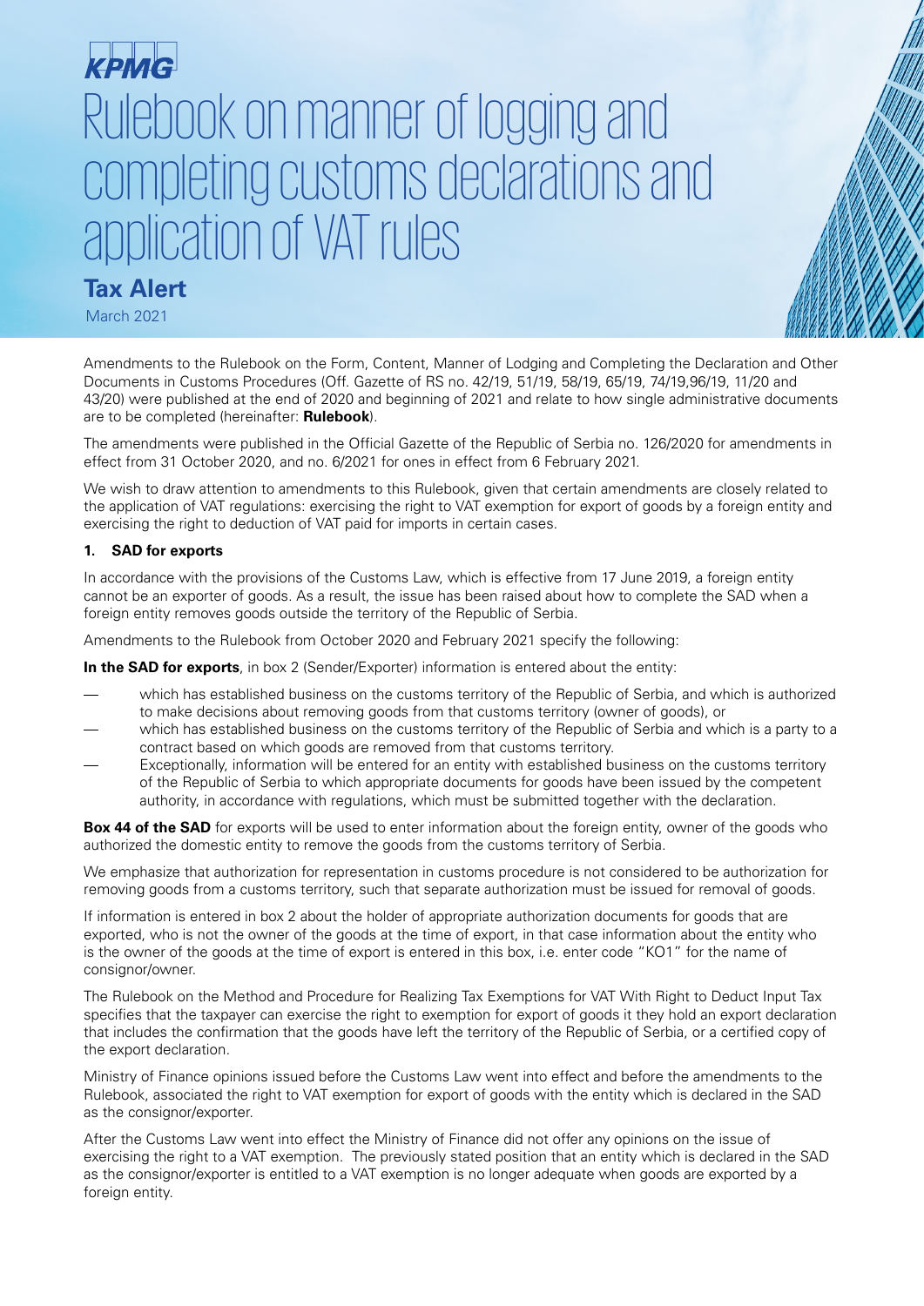KPMG

# Rulebook on manner of logging and completing customs declarations and application of VAT rules

**Tax Alert**

March 2021

Amendments to the Rulebook on the Form, Content, Manner of Lodging and Completing the Declaration and Other Documents in Customs Procedures (Off. Gazette of RS no. 42/19, 51/19, 58/19, 65/19, 74/19,96/19, 11/20 and 43/20) were published at the end of 2020 and beginning of 2021 and relate to how single administrative documents are to be completed (hereinafter: **Rulebook**).

The amendments were published in the Official Gazette of the Republic of Serbia no. 126/2020 for amendments in effect from 31 October 2020, and no. 6/2021 for ones in effect from 6 February 2021.

We wish to draw attention to amendments to this Rulebook, given that certain amendments are closely related to the application of VAT regulations: exercising the right to VAT exemption for export of goods by a foreign entity and exercising the right to deduction of VAT paid for imports in certain cases.

## 1. SAD for exports

In accordance with the provisions of the Customs Law, which is effective from 17 June 2019, a foreign entity cannot be an exporter of goods. As a result, the issue has been raised about how to complete the SAD when a foreign entity removes goods outside the territory of the Republic of Serbia.

Amendments to the Rulebook from October 2020 and February 2021 specify the following:

**In the SAD for exports**, in box 2 (Sender/Exporter) information is entered about the entity:

- which has established business on the customs territory of the Republic of Serbia, and which is authorized to make decisions about removing goods from that customs territory (owner of goods), or
- which has established business on the customs territory of the Republic of Serbia and which is a party to a contract based on which goods are removed from that customs territory.
- Exceptionally, information will be entered for an entity with established business on the customs territory of the Republic of Serbia to which appropriate documents for goods have been issued by the competent authority, in accordance with regulations, which must be submitted together with the declaration.

**Box 44 of the SAD** for exports will be used to enter information about the foreign entity, owner of the goods who authorized the domestic entity to remove the goods from the customs territory of Serbia.

We emphasize that authorization for representation in customs procedure is not considered to be authorization for removing goods from a customs territory, such that separate authorization must be issued for removal of goods.

If information is entered in box 2 about the holder of appropriate authorization documents for goods that are exported, who is not the owner of the goods at the time of export, in that case information about the entity who is the owner of the goods at the time of export is entered in this box, i.e. enter code "KO1" for the name of consignor/owner.

The Rulebook on the Method and Procedure for Realizing Tax Exemptions for VAT With Right to Deduct Input Tax specifies that the taxpayer can exercise the right to exemption for export of goods it they hold an export declaration that includes the confirmation that the goods have left the territory of the Republic of Serbia, or a certified copy of the export declaration.

Ministry of Finance opinions issued before the Customs Law went into effect and before the amendments to the Rulebook, associated the right to VAT exemption for export of goods with the entity which is declared in the SAD as the consignor/exporter.

After the Customs Law went into effect the Ministry of Finance did not offer any opinions on the issue of exercising the right to a VAT exemption. The previously stated position that an entity which is declared in the SAD as the consignor/exporter is entitled to a VAT exemption is no longer adequate when goods are exported by a foreign entity.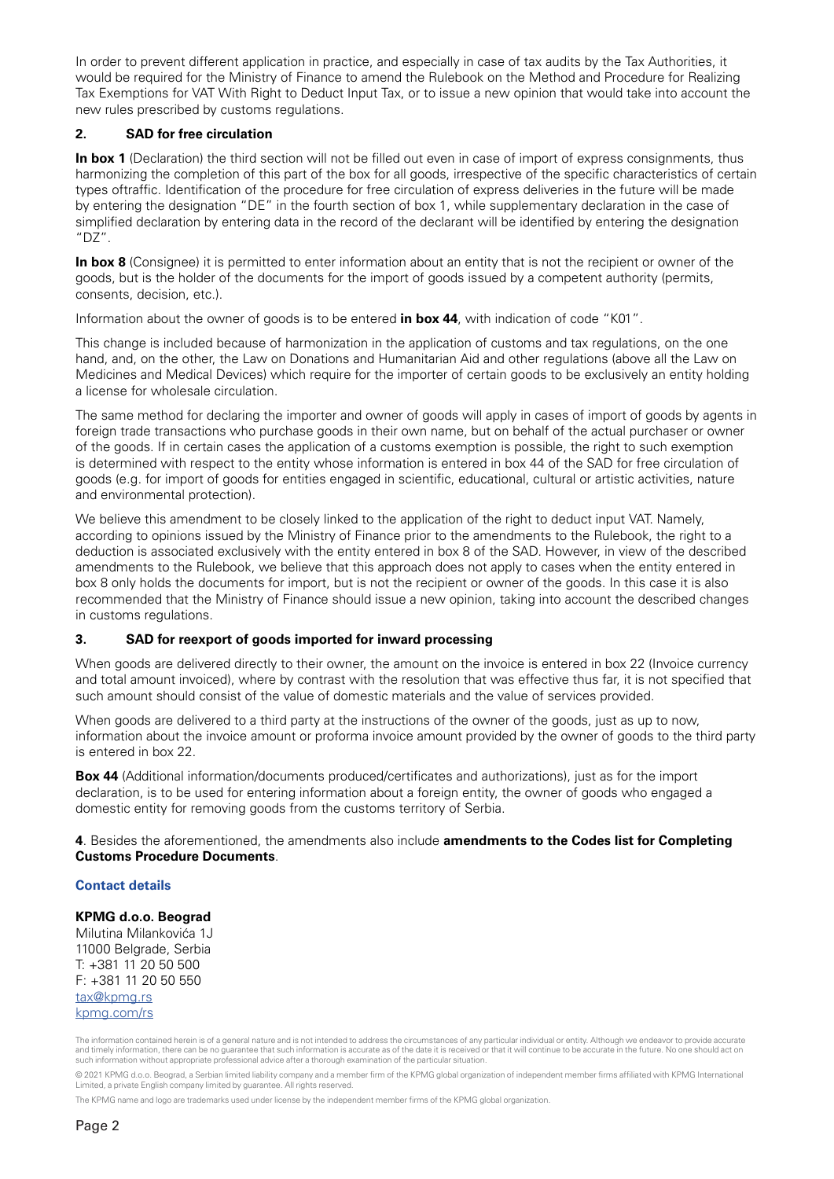In order to prevent different application in practice, and especially in case of tax audits by the Tax Authorities, it would be required for the Ministry of Finance to amend the Rulebook on the Method and Procedure for Realizing Tax Exemptions for VAT With Right to Deduct Input Tax, or to issue a new opinion that would take into account the new rules prescribed by customs regulations.

## 2. SAD for free circulation

**In box 1** (Declaration) the third section will not be filled out even in case of import of express consignments, thus harmonizing the completion of this part of the box for all goods, irrespective of the specific characteristics of certain types oftraffic. Identification of the procedure for free circulation of express deliveries in the future will be made by entering the designation "DE" in the fourth section of box 1, while supplementary declaration in the case of simplified declaration by entering data in the record of the declarant will be identified by entering the designation "DZ".

**In box 8** (Consignee) it is permitted to enter information about an entity that is not the recipient or owner of the goods, but is the holder of the documents for the import of goods issued by a competent authority (permits, consents, decision, etc.).

Information about the owner of goods is to be entered **in box 44**, with indication of code "K01".

This change is included because of harmonization in the application of customs and tax regulations, on the one hand, and, on the other, the Law on Donations and Humanitarian Aid and other regulations (above all the Law on Medicines and Medical Devices) which require for the importer of certain goods to be exclusively an entity holding a license for wholesale circulation.

The same method for declaring the importer and owner of goods will apply in cases of import of goods by agents in foreign trade transactions who purchase goods in their own name, but on behalf of the actual purchaser or owner of the goods. If in certain cases the application of a customs exemption is possible, the right to such exemption is determined with respect to the entity whose information is entered in box 44 of the SAD for free circulation of goods (e.g. for import of goods for entities engaged in scientific, educational, cultural or artistic activities, nature and environmental protection).

We believe this amendment to be closely linked to the application of the right to deduct input VAT. Namely, according to opinions issued by the Ministry of Finance prior to the amendments to the Rulebook, the right to a deduction is associated exclusively with the entity entered in box 8 of the SAD. However, in view of the described amendments to the Rulebook, we believe that this approach does not apply to cases when the entity entered in box 8 only holds the documents for import, but is not the recipient or owner of the goods. In this case it is also recommended that the Ministry of Finance should issue a new opinion, taking into account the described changes in customs regulations.

## 3. SAD for reexport of goods imported for inward processing

When goods are delivered directly to their owner, the amount on the invoice is entered in box 22 (Invoice currency and total amount invoiced), where by contrast with the resolution that was effective thus far, it is not specified that such amount should consist of the value of domestic materials and the value of services provided.

When goods are delivered to a third party at the instructions of the owner of the goods, just as up to now, information about the invoice amount or proforma invoice amount provided by the owner of goods to the third party is entered in box 22.

**Box 44** (Additional information/documents produced/certificates and authorizations), just as for the import declaration, is to be used for entering information about a foreign entity, the owner of goods who engaged a domestic entity for removing goods from the customs territory of Serbia.

**4**. Besides the aforementioned, the amendments also include **amendments to the Codes list for Completing Customs Procedure Documents**.

### Contact details

**KPMG d.o.o. Beograd**
Milutina Milankovića 1J
11000 Belgrade, Serbia
T: +381 11 20 50 500
F: +381 11 20 50 550
tax@kpmg.rs
kpmg.com/rs

The information contained herein is of a general nature and is not intended to address the circumstances of any particular individual or entity. Although we endeavor to provide accurate and timely information, there can be no guarantee that such information is accurate as of the date it is received or that it will continue to be accurate in the future. No one should act on such information without appropriate professional advice after a thorough examination of the particular situation.

© 2021 KPMG d.o.o. Beograd, a Serbian limited liability company and a member firm of the KPMG global organization of independent member firms affiliated with KPMG International Limited, a private English company limited by guarantee. All rights reserved.

The KPMG name and logo are trademarks used under license by the independent member firms of the KPMG global organization.